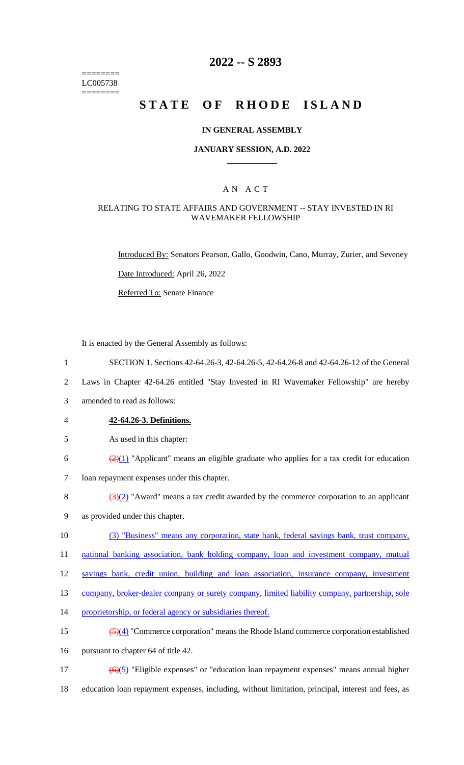========
LC005738
========

# 2022 -- S 2893

# STATE OF RHODE ISLAND

### IN GENERAL ASSEMBLY

### JANUARY SESSION, A.D. 2022

## A N A C T

### RELATING TO STATE AFFAIRS AND GOVERNMENT -- STAY INVESTED IN RI WAVEMAKER FELLOWSHIP

Introduced By: Senators Pearson, Gallo, Goodwin, Cano, Murray, Zurier, and Seveney

Date Introduced: April 26, 2022

Referred To: Senate Finance

It is enacted by the General Assembly as follows:

1 SECTION 1. Sections 42-64.26-3, 42-64.26-5, 42-64.26-8 and 42-64.26-12 of the General
2 Laws in Chapter 42-64.26 entitled "Stay Invested in RI Wavemaker Fellowship" are hereby
3 amended to read as follows:

4 **42-64.26-3. Definitions.**

5 As used in this chapter:

6 ~~(2)~~(1) "Applicant" means an eligible graduate who applies for a tax credit for education
7 loan repayment expenses under this chapter.

8 ~~(3)~~(2) "Award" means a tax credit awarded by the commerce corporation to an applicant
9 as provided under this chapter.

10 (3) "Business" means any corporation, state bank, federal savings bank, trust company,
11 national banking association, bank holding company, loan and investment company, mutual
12 savings bank, credit union, building and loan association, insurance company, investment
13 company, broker-dealer company or surety company, limited liability company, partnership, sole
14 proprietorship, or federal agency or subsidiaries thereof.

15 ~~(5)~~(4) "Commerce corporation" means the Rhode Island commerce corporation established
16 pursuant to chapter 64 of title 42.

17 ~~(6)~~(5) "Eligible expenses" or "education loan repayment expenses" means annual higher
18 education loan repayment expenses, including, without limitation, principal, interest and fees, as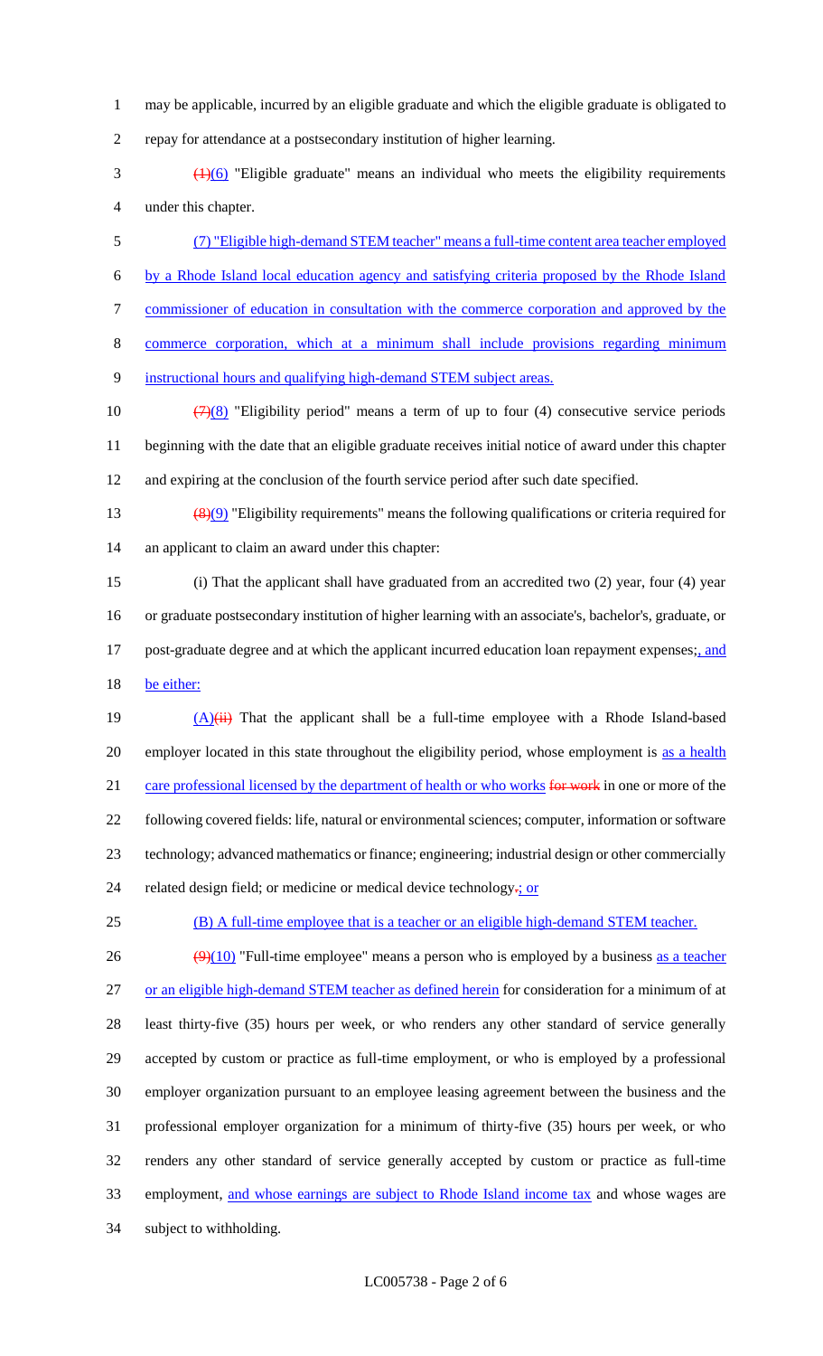may be applicable, incurred by an eligible graduate and which the eligible graduate is obligated to repay for attendance at a postsecondary institution of higher learning.

~~(1)~~(6) "Eligible graduate" means an individual who meets the eligibility requirements under this chapter.

(7) "Eligible high-demand STEM teacher" means a full-time content area teacher employed by a Rhode Island local education agency and satisfying criteria proposed by the Rhode Island commissioner of education in consultation with the commerce corporation and approved by the commerce corporation, which at a minimum shall include provisions regarding minimum instructional hours and qualifying high-demand STEM subject areas.

~~(7)~~(8) "Eligibility period" means a term of up to four (4) consecutive service periods beginning with the date that an eligible graduate receives initial notice of award under this chapter and expiring at the conclusion of the fourth service period after such date specified.

~~(8)~~(9) "Eligibility requirements" means the following qualifications or criteria required for an applicant to claim an award under this chapter:

(i) That the applicant shall have graduated from an accredited two (2) year, four (4) year or graduate postsecondary institution of higher learning with an associate's, bachelor's, graduate, or post-graduate degree and at which the applicant incurred education loan repayment expenses~~;~~, and be either:

(A)~~(ii)~~ That the applicant shall be a full-time employee with a Rhode Island-based employer located in this state throughout the eligibility period, whose employment is as a health care professional licensed by the department of health or who works ~~for work~~ in one or more of the following covered fields: life, natural or environmental sciences; computer, information or software technology; advanced mathematics or finance; engineering; industrial design or other commercially related design field; or medicine or medical device technology~~.~~; or

(B) A full-time employee that is a teacher or an eligible high-demand STEM teacher.

~~(9)~~(10) "Full-time employee" means a person who is employed by a business as a teacher or an eligible high-demand STEM teacher as defined herein for consideration for a minimum of at least thirty-five (35) hours per week, or who renders any other standard of service generally accepted by custom or practice as full-time employment, or who is employed by a professional employer organization pursuant to an employee leasing agreement between the business and the professional employer organization for a minimum of thirty-five (35) hours per week, or who renders any other standard of service generally accepted by custom or practice as full-time employment, and whose earnings are subject to Rhode Island income tax and whose wages are subject to withholding.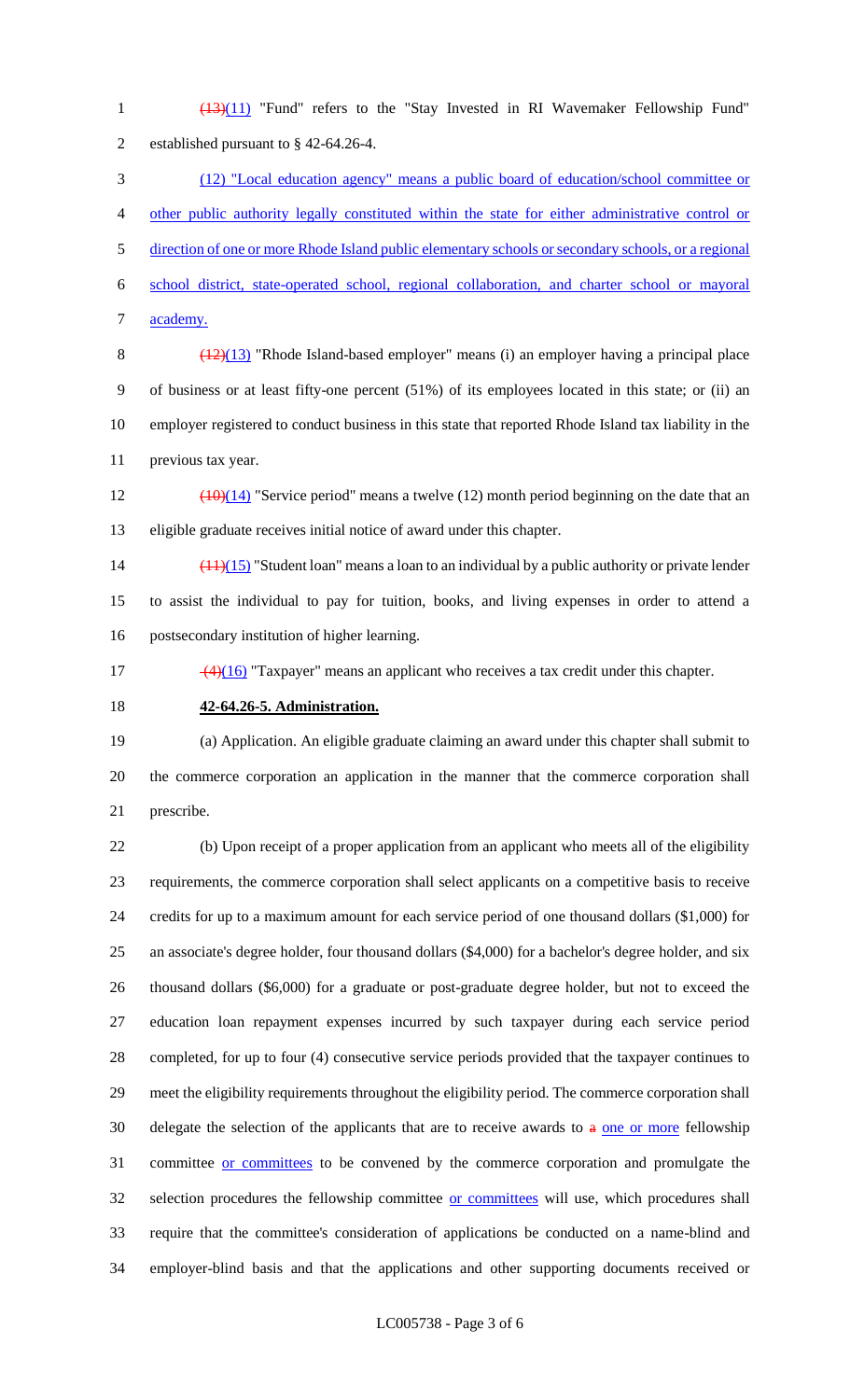(13)(11) "Fund" refers to the "Stay Invested in RI Wavemaker Fellowship Fund" established pursuant to § 42-64.26-4.

(12) "Local education agency" means a public board of education/school committee or other public authority legally constituted within the state for either administrative control or direction of one or more Rhode Island public elementary schools or secondary schools, or a regional school district, state-operated school, regional collaboration, and charter school or mayoral academy.

(12)(13) "Rhode Island-based employer" means (i) an employer having a principal place of business or at least fifty-one percent (51%) of its employees located in this state; or (ii) an employer registered to conduct business in this state that reported Rhode Island tax liability in the previous tax year.

(10)(14) "Service period" means a twelve (12) month period beginning on the date that an eligible graduate receives initial notice of award under this chapter.

(11)(15) "Student loan" means a loan to an individual by a public authority or private lender to assist the individual to pay for tuition, books, and living expenses in order to attend a postsecondary institution of higher learning.

(4)(16) "Taxpayer" means an applicant who receives a tax credit under this chapter.

**42-64.26-5. Administration.**

(a) Application. An eligible graduate claiming an award under this chapter shall submit to the commerce corporation an application in the manner that the commerce corporation shall prescribe.

(b) Upon receipt of a proper application from an applicant who meets all of the eligibility requirements, the commerce corporation shall select applicants on a competitive basis to receive credits for up to a maximum amount for each service period of one thousand dollars ($1,000) for an associate's degree holder, four thousand dollars ($4,000) for a bachelor's degree holder, and six thousand dollars ($6,000) for a graduate or post-graduate degree holder, but not to exceed the education loan repayment expenses incurred by such taxpayer during each service period completed, for up to four (4) consecutive service periods provided that the taxpayer continues to meet the eligibility requirements throughout the eligibility period. The commerce corporation shall delegate the selection of the applicants that are to receive awards to a one or more fellowship committee or committees to be convened by the commerce corporation and promulgate the selection procedures the fellowship committee or committees will use, which procedures shall require that the committee's consideration of applications be conducted on a name-blind and employer-blind basis and that the applications and other supporting documents received or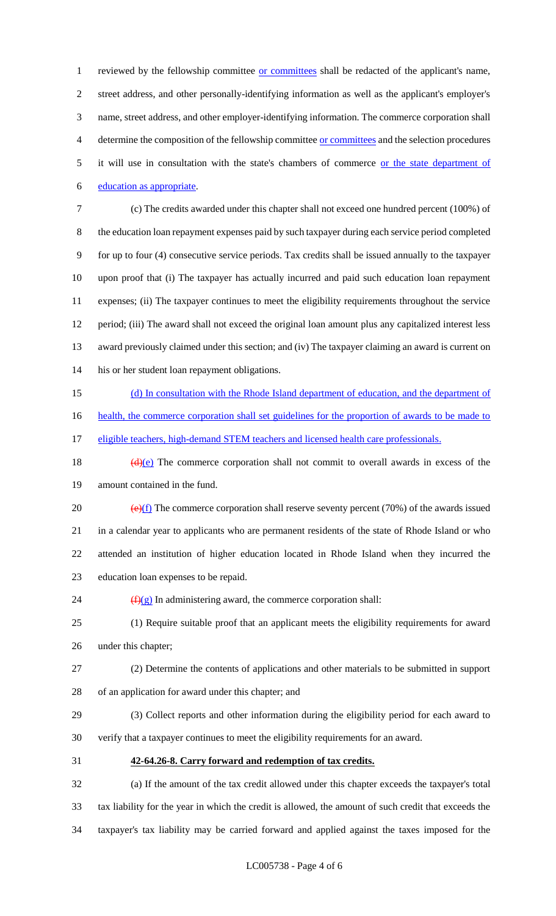reviewed by the fellowship committee or committees shall be redacted of the applicant's name, street address, and other personally-identifying information as well as the applicant's employer's name, street address, and other employer-identifying information. The commerce corporation shall determine the composition of the fellowship committee or committees and the selection procedures it will use in consultation with the state's chambers of commerce or the state department of education as appropriate.

(c) The credits awarded under this chapter shall not exceed one hundred percent (100%) of the education loan repayment expenses paid by such taxpayer during each service period completed for up to four (4) consecutive service periods. Tax credits shall be issued annually to the taxpayer upon proof that (i) The taxpayer has actually incurred and paid such education loan repayment expenses; (ii) The taxpayer continues to meet the eligibility requirements throughout the service period; (iii) The award shall not exceed the original loan amount plus any capitalized interest less award previously claimed under this section; and (iv) The taxpayer claiming an award is current on his or her student loan repayment obligations.

(d) In consultation with the Rhode Island department of education, and the department of health, the commerce corporation shall set guidelines for the proportion of awards to be made to eligible teachers, high-demand STEM teachers and licensed health care professionals.

~~(d)~~(e) The commerce corporation shall not commit to overall awards in excess of the amount contained in the fund.

~~(e)~~(f) The commerce corporation shall reserve seventy percent (70%) of the awards issued in a calendar year to applicants who are permanent residents of the state of Rhode Island or who attended an institution of higher education located in Rhode Island when they incurred the education loan expenses to be repaid.

~~(f)~~(g) In administering award, the commerce corporation shall:

(1) Require suitable proof that an applicant meets the eligibility requirements for award under this chapter;

(2) Determine the contents of applications and other materials to be submitted in support of an application for award under this chapter; and

(3) Collect reports and other information during the eligibility period for each award to verify that a taxpayer continues to meet the eligibility requirements for an award.

**42-64.26-8. Carry forward and redemption of tax credits.**

(a) If the amount of the tax credit allowed under this chapter exceeds the taxpayer's total tax liability for the year in which the credit is allowed, the amount of such credit that exceeds the taxpayer's tax liability may be carried forward and applied against the taxes imposed for the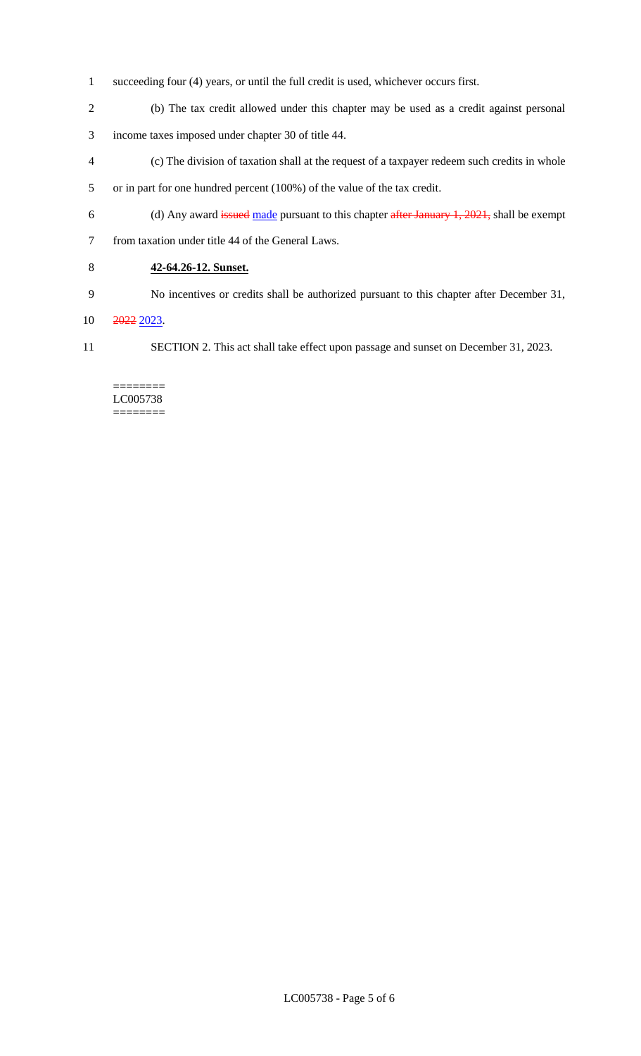succeeding four (4) years, or until the full credit is used, whichever occurs first.

(b) The tax credit allowed under this chapter may be used as a credit against personal income taxes imposed under chapter 30 of title 44.

(c) The division of taxation shall at the request of a taxpayer redeem such credits in whole or in part for one hundred percent (100%) of the value of the tax credit.

(d) Any award ~~issued~~ made pursuant to this chapter ~~after January 1, 2021,~~ shall be exempt from taxation under title 44 of the General Laws.

**42-64.26-12. Sunset.**

No incentives or credits shall be authorized pursuant to this chapter after December 31, ~~2022~~ 2023.

SECTION 2. This act shall take effect upon passage and sunset on December 31, 2023.

========
LC005738
========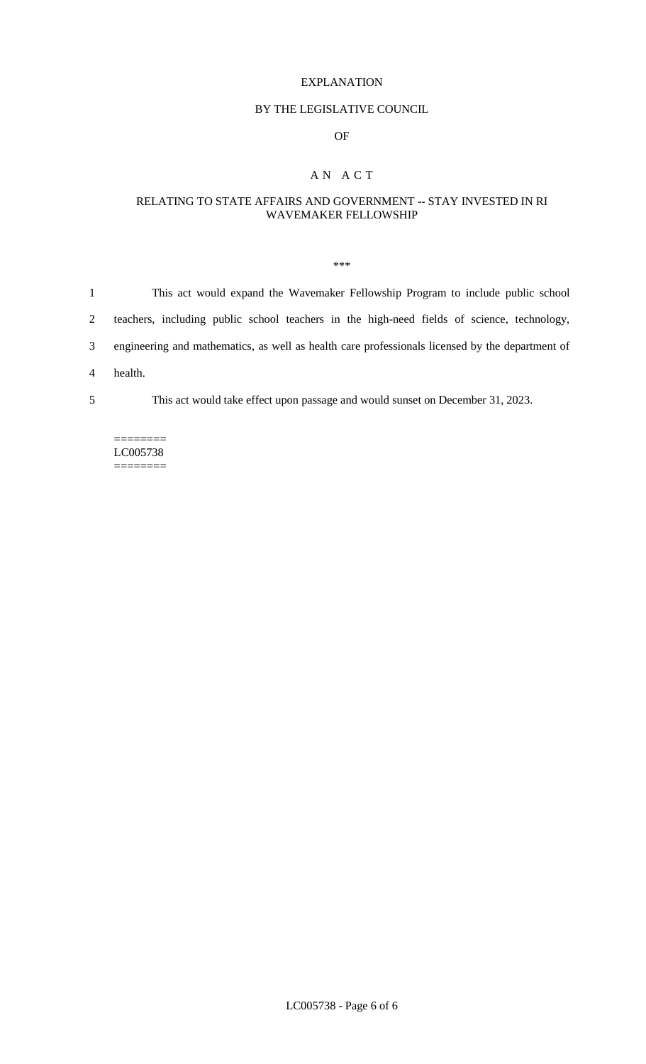EXPLANATION

BY THE LEGISLATIVE COUNCIL

OF

A N A C T

RELATING TO STATE AFFAIRS AND GOVERNMENT -- STAY INVESTED IN RI WAVEMAKER FELLOWSHIP

\*\*\*

1 This act would expand the Wavemaker Fellowship Program to include public school
2 teachers, including public school teachers in the high-need fields of science, technology,
3 engineering and mathematics, as well as health care professionals licensed by the department of
4 health.
5 This act would take effect upon passage and would sunset on December 31, 2023.

========
LC005738
========